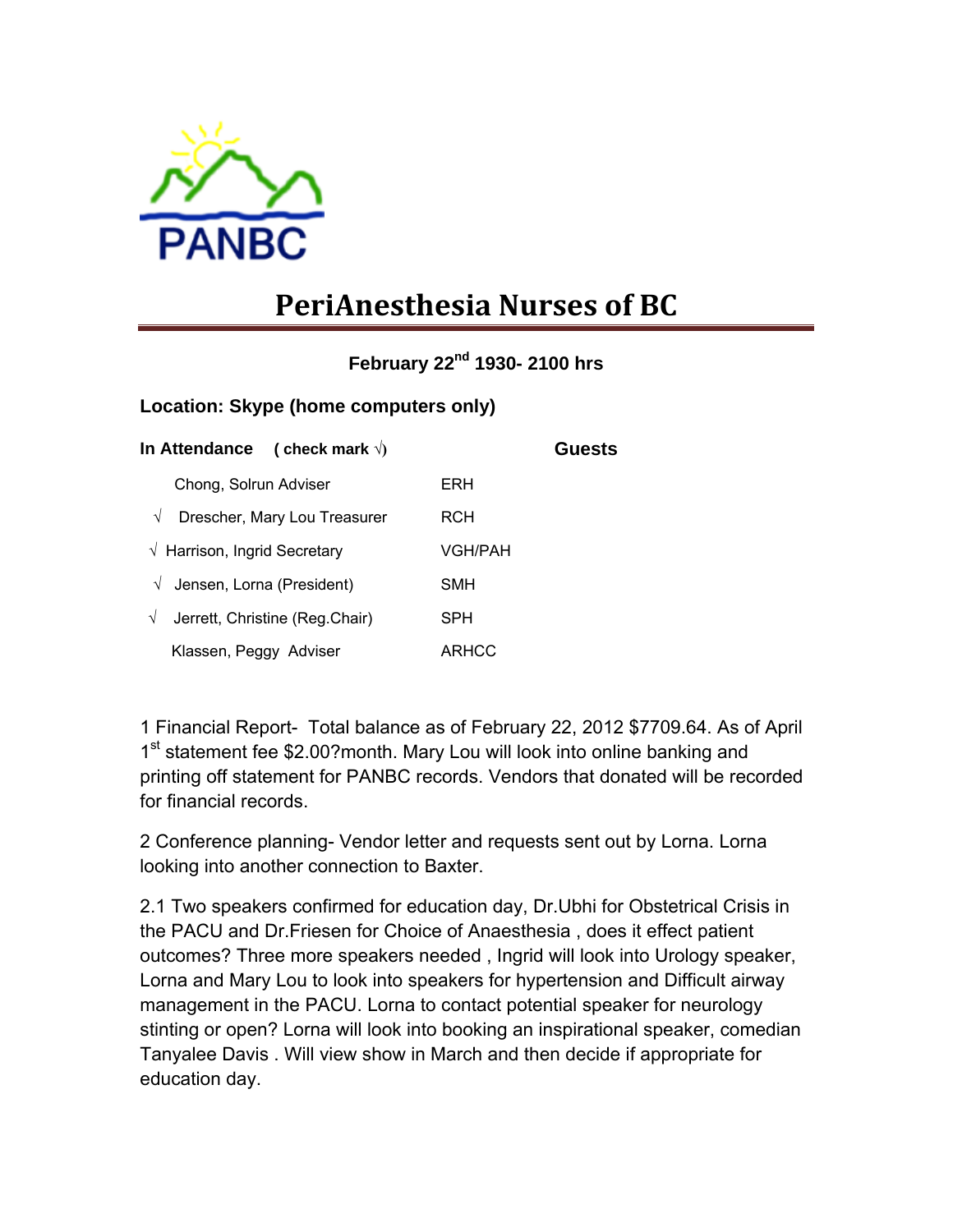PANBC

# PeriAnesthesia Nurses of BC

**February 22nd 1930- 2100 hrs**

**Location: Skype (home computers only)**

| **In Attendance** ( check mark √) | | **Guests** |
|---|---|---|
| Chong, Solrun Adviser | ERH | |
| √ Drescher, Mary Lou Treasurer | RCH | |
| √ Harrison, Ingrid Secretary | VGH/PAH | |
| √ Jensen, Lorna (President) | SMH | |
| √ Jerrett, Christine (Reg.Chair) | SPH | |
| Klassen, Peggy Adviser | ARHCC | |

1 Financial Report- Total balance as of February 22, 2012 $7709.64. As of April 1st statement fee $2.00?month. Mary Lou will look into online banking and printing off statement for PANBC records. Vendors that donated will be recorded for financial records.

2 Conference planning- Vendor letter and requests sent out by Lorna. Lorna looking into another connection to Baxter.

2.1 Two speakers confirmed for education day, Dr.Ubhi for Obstetrical Crisis in the PACU and Dr.Friesen for Choice of Anaesthesia , does it effect patient outcomes? Three more speakers needed , Ingrid will look into Urology speaker, Lorna and Mary Lou to look into speakers for hypertension and Difficult airway management in the PACU. Lorna to contact potential speaker for neurology stinting or open? Lorna will look into booking an inspirational speaker, comedian Tanyalee Davis . Will view show in March and then decide if appropriate for education day.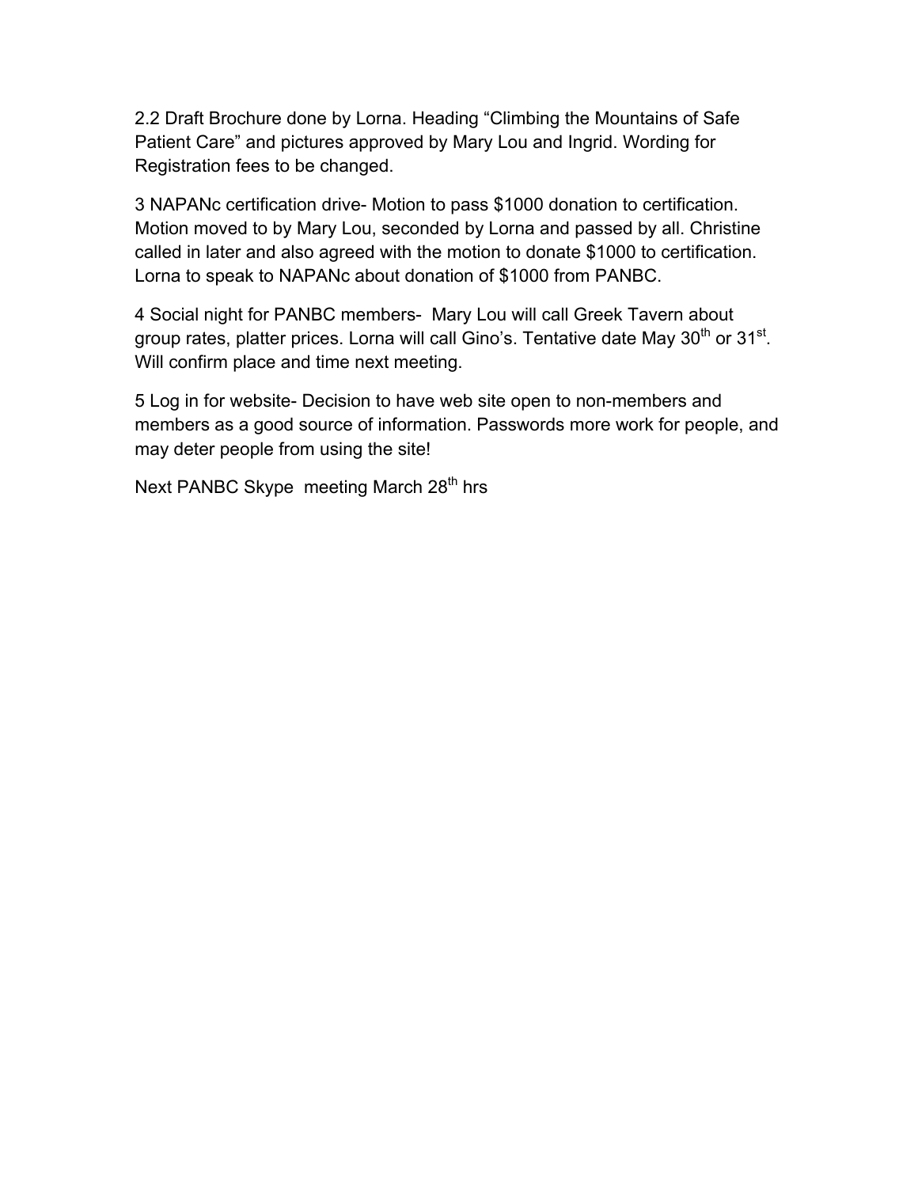2.2 Draft Brochure done by Lorna. Heading “Climbing the Mountains of Safe Patient Care” and pictures approved by Mary Lou and Ingrid. Wording for Registration fees to be changed.

3 NAPANc certification drive- Motion to pass $1000 donation to certification. Motion moved to by Mary Lou, seconded by Lorna and passed by all. Christine called in later and also agreed with the motion to donate $1000 to certification. Lorna to speak to NAPANc about donation of $1000 from PANBC.

4 Social night for PANBC members- Mary Lou will call Greek Tavern about group rates, platter prices. Lorna will call Gino’s. Tentative date May 30th or 31st. Will confirm place and time next meeting.

5 Log in for website- Decision to have web site open to non-members and members as a good source of information. Passwords more work for people, and may deter people from using the site!

Next PANBC Skype meeting March 28th hrs